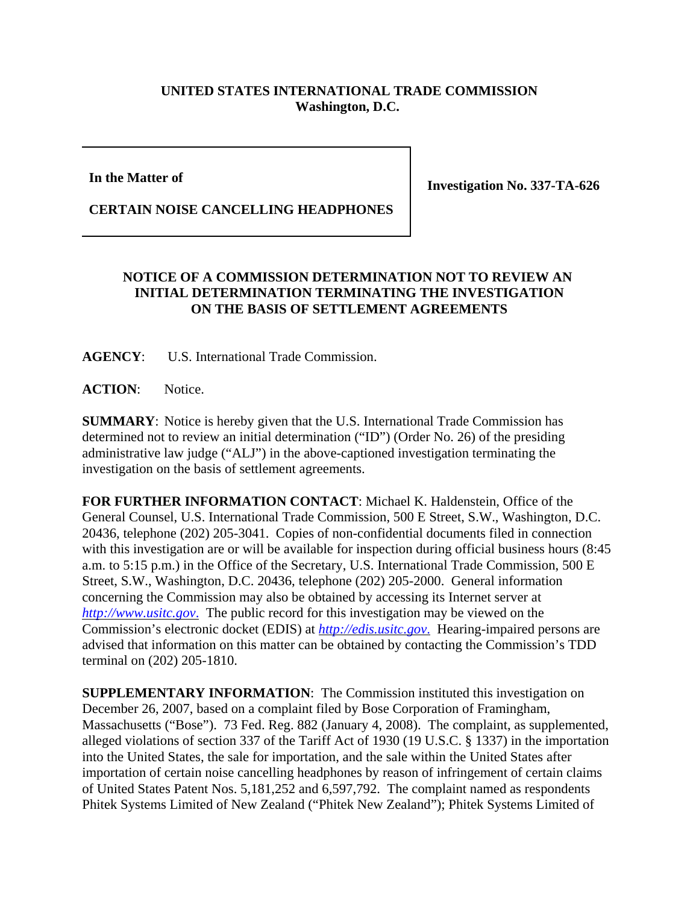**UNITED STATES INTERNATIONAL TRADE COMMISSION**
**Washington, D.C.**

| **In the Matter of**<br><br>**CERTAIN NOISE CANCELLING HEADPHONES** | **Investigation No. 337-TA-626** |
|---|---|

**NOTICE OF A COMMISSION DETERMINATION NOT TO REVIEW AN INITIAL DETERMINATION TERMINATING THE INVESTIGATION ON THE BASIS OF SETTLEMENT AGREEMENTS**

**AGENCY**: U.S. International Trade Commission.

**ACTION**: Notice.

**SUMMARY**: Notice is hereby given that the U.S. International Trade Commission has determined not to review an initial determination ("ID") (Order No. 26) of the presiding administrative law judge ("ALJ") in the above-captioned investigation terminating the investigation on the basis of settlement agreements.

**FOR FURTHER INFORMATION CONTACT**: Michael K. Haldenstein, Office of the General Counsel, U.S. International Trade Commission, 500 E Street, S.W., Washington, D.C. 20436, telephone (202) 205-3041. Copies of non-confidential documents filed in connection with this investigation are or will be available for inspection during official business hours (8:45 a.m. to 5:15 p.m.) in the Office of the Secretary, U.S. International Trade Commission, 500 E Street, S.W., Washington, D.C. 20436, telephone (202) 205-2000. General information concerning the Commission may also be obtained by accessing its Internet server at *http://www.usitc.gov*. The public record for this investigation may be viewed on the Commission's electronic docket (EDIS) at *http://edis.usitc.gov*. Hearing-impaired persons are advised that information on this matter can be obtained by contacting the Commission's TDD terminal on (202) 205-1810.

**SUPPLEMENTARY INFORMATION**: The Commission instituted this investigation on December 26, 2007, based on a complaint filed by Bose Corporation of Framingham, Massachusetts ("Bose"). 73 Fed. Reg. 882 (January 4, 2008). The complaint, as supplemented, alleged violations of section 337 of the Tariff Act of 1930 (19 U.S.C. § 1337) in the importation into the United States, the sale for importation, and the sale within the United States after importation of certain noise cancelling headphones by reason of infringement of certain claims of United States Patent Nos. 5,181,252 and 6,597,792. The complaint named as respondents Phitek Systems Limited of New Zealand ("Phitek New Zealand"); Phitek Systems Limited of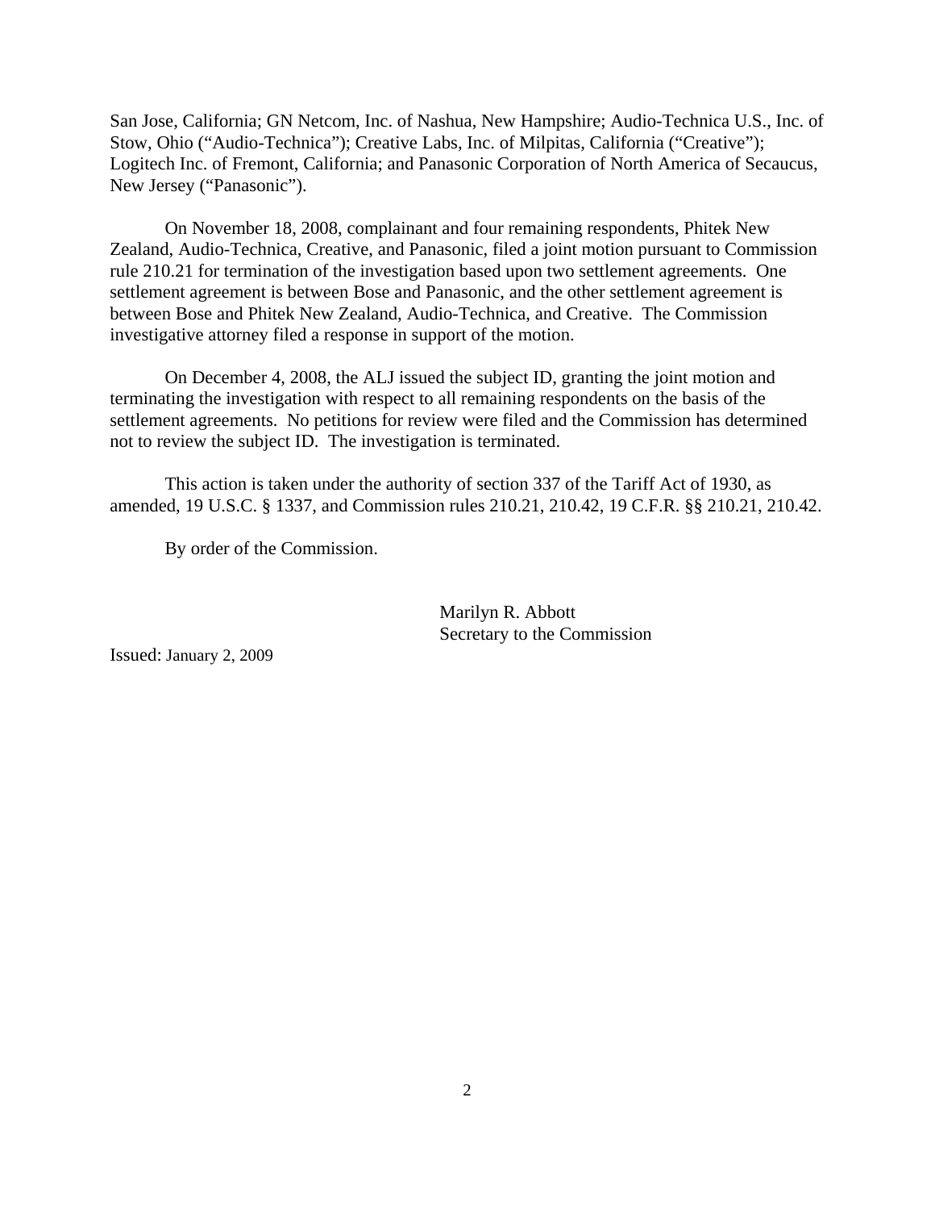San Jose, California; GN Netcom, Inc. of Nashua, New Hampshire; Audio-Technica U.S., Inc. of Stow, Ohio ("Audio-Technica"); Creative Labs, Inc. of Milpitas, California ("Creative"); Logitech Inc. of Fremont, California; and Panasonic Corporation of North America of Secaucus, New Jersey ("Panasonic").

On November 18, 2008, complainant and four remaining respondents, Phitek New Zealand, Audio-Technica, Creative, and Panasonic, filed a joint motion pursuant to Commission rule 210.21 for termination of the investigation based upon two settlement agreements. One settlement agreement is between Bose and Panasonic, and the other settlement agreement is between Bose and Phitek New Zealand, Audio-Technica, and Creative. The Commission investigative attorney filed a response in support of the motion.

On December 4, 2008, the ALJ issued the subject ID, granting the joint motion and terminating the investigation with respect to all remaining respondents on the basis of the settlement agreements. No petitions for review were filed and the Commission has determined not to review the subject ID. The investigation is terminated.

This action is taken under the authority of section 337 of the Tariff Act of 1930, as amended, 19 U.S.C. § 1337, and Commission rules 210.21, 210.42, 19 C.F.R. §§ 210.21, 210.42.

By order of the Commission.

Marilyn R. Abbott
Secretary to the Commission

Issued: January 2, 2009